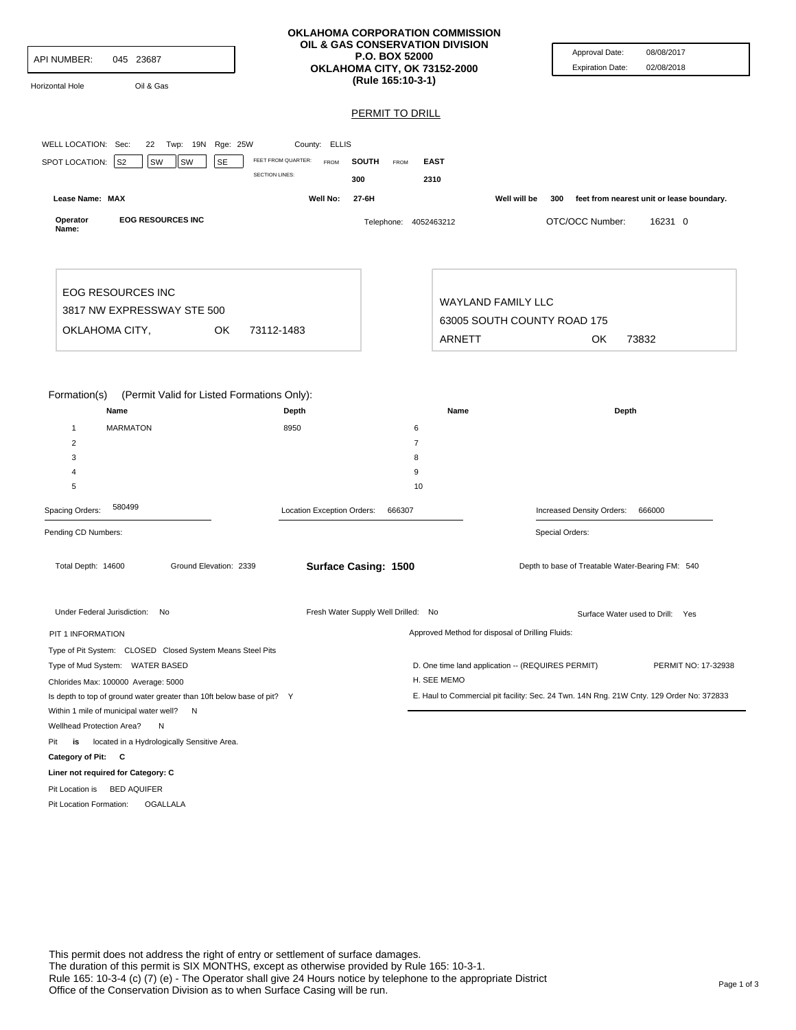API NUMBER: 045 23687

Horizontal Hole Oil & Gas

**OKLAHOMA CORPORATION COMMISSION**
**OIL & GAS CONSERVATION DIVISION**
**P.O. BOX 52000**
**OKLAHOMA CITY, OK 73152-2000**
**(Rule 165:10-3-1)**

Approval Date: 08/08/2017
Expiration Date: 02/08/2018

## PERMIT TO DRILL

WELL LOCATION: Sec: 22 Twp: 19N Rge: 25W County: ELLIS

SPOT LOCATION: S2 SW SW SE FEET FROM QUARTER: FROM **SOUTH** FROM **EAST**
SECTION LINES: 300 2310

**Lease Name: MAX** **Well No: 27-6H** Well will be **300** feet from nearest unit or lease boundary.

**Operator Name: EOG RESOURCES INC** Telephone: 4052463212 OTC/OCC Number: 16231 0

EOG RESOURCES INC
3817 NW EXPRESSWAY STE 500
OKLAHOMA CITY, OK 73112-1483

WAYLAND FAMILY LLC
63005 SOUTH COUNTY ROAD 175
ARNETT OK 73832

Formation(s) (Permit Valid for Listed Formations Only):

| | Name | Depth | | Name | Depth |
|---|---|---|---|---|---|
| 1 | MARMATON | 8950 | 6 | | |
| 2 | | | 7 | | |
| 3 | | | 8 | | |
| 4 | | | 9 | | |
| 5 | | | 10 | | |

Spacing Orders: 580499 Location Exception Orders: 666307 Increased Density Orders: 666000

Pending CD Numbers: Special Orders:

Total Depth: 14600 Ground Elevation: 2339 **Surface Casing: 1500** Depth to base of Treatable Water-Bearing FM: 540

Under Federal Jurisdiction: No Fresh Water Supply Well Drilled: No Surface Water used to Drill: Yes

PIT 1 INFORMATION

Type of Pit System: CLOSED Closed System Means Steel Pits
Type of Mud System: WATER BASED
Chlorides Max: 100000 Average: 5000
Is depth to top of ground water greater than 10ft below base of pit? Y
Within 1 mile of municipal water well? N
Wellhead Protection Area? N
Pit **is** located in a Hydrologically Sensitive Area.
**Category of Pit: C**
**Liner not required for Category: C**
Pit Location is BED AQUIFER
Pit Location Formation: OGALLALA

Approved Method for disposal of Drilling Fluids:

D. One time land application -- (REQUIRES PERMIT) PERMIT NO: 17-32938
H. SEE MEMO
E. Haul to Commercial pit facility: Sec. 24 Twn. 14N Rng. 21W Cnty. 129 Order No: 372833

This permit does not address the right of entry or settlement of surface damages.
The duration of this permit is SIX MONTHS, except as otherwise provided by Rule 165: 10-3-1.
Rule 165: 10-3-4 (c) (7) (e) - The Operator shall give 24 Hours notice by telephone to the appropriate District Office of the Conservation Division as to when Surface Casing will be run.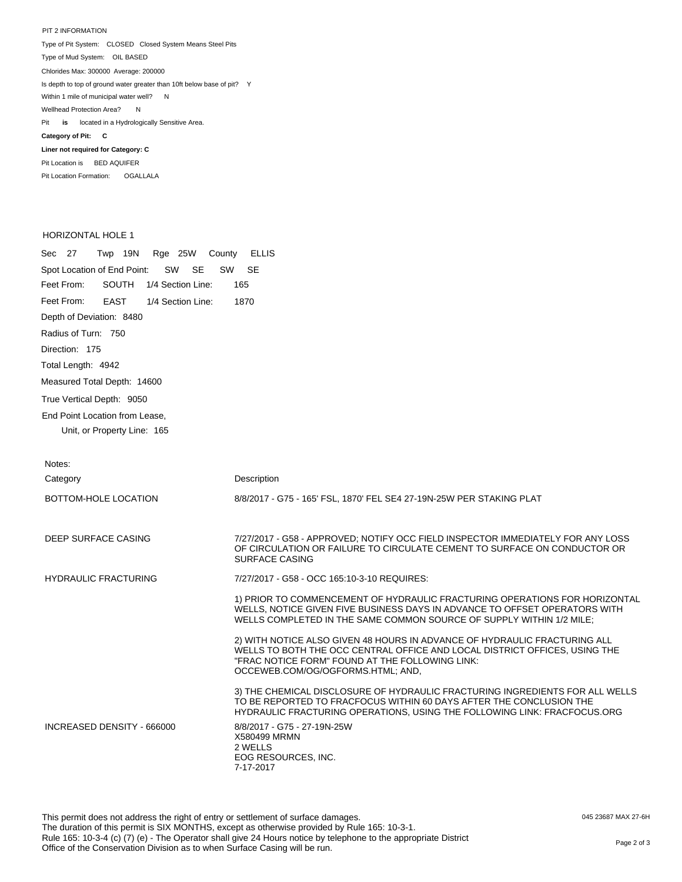PIT 2 INFORMATION

Type of Pit System: CLOSED Closed System Means Steel Pits

Type of Mud System: OIL BASED

Chlorides Max: 300000 Average: 200000

Is depth to top of ground water greater than 10ft below base of pit? Y

Within 1 mile of municipal water well? N

Wellhead Protection Area? N

Pit **is** located in a Hydrologically Sensitive Area.

**Category of Pit: C**

**Liner not required for Category: C**

Pit Location is BED AQUIFER

Pit Location Formation: OGALLALA

HORIZONTAL HOLE 1

Sec 27 Twp 19N Rge 25W County ELLIS

Spot Location of End Point: SW SE SW SE

Feet From: SOUTH 1/4 Section Line: 165

Feet From: EAST 1/4 Section Line: 1870

Depth of Deviation: 8480

Radius of Turn: 750

Direction: 175

Total Length: 4942

Measured Total Depth: 14600

True Vertical Depth: 9050

End Point Location from Lease, Unit, or Property Line: 165

Notes:

| Category | Description |
|---|---|
| BOTTOM-HOLE LOCATION | 8/8/2017 - G75 - 165' FSL, 1870' FEL SE4 27-19N-25W PER STAKING PLAT |
| DEEP SURFACE CASING | 7/27/2017 - G58 - APPROVED; NOTIFY OCC FIELD INSPECTOR IMMEDIATELY FOR ANY LOSS OF CIRCULATION OR FAILURE TO CIRCULATE CEMENT TO SURFACE ON CONDUCTOR OR SURFACE CASING |
| HYDRAULIC FRACTURING | 7/27/2017 - G58 - OCC 165:10-3-10 REQUIRES:<br><br>1) PRIOR TO COMMENCEMENT OF HYDRAULIC FRACTURING OPERATIONS FOR HORIZONTAL WELLS, NOTICE GIVEN FIVE BUSINESS DAYS IN ADVANCE TO OFFSET OPERATORS WITH WELLS COMPLETED IN THE SAME COMMON SOURCE OF SUPPLY WITHIN 1/2 MILE;<br><br>2) WITH NOTICE ALSO GIVEN 48 HOURS IN ADVANCE OF HYDRAULIC FRACTURING ALL WELLS TO BOTH THE OCC CENTRAL OFFICE AND LOCAL DISTRICT OFFICES, USING THE "FRAC NOTICE FORM" FOUND AT THE FOLLOWING LINK: OCCEWEB.COM/OG/OGFORMS.HTML; AND,<br><br>3) THE CHEMICAL DISCLOSURE OF HYDRAULIC FRACTURING INGREDIENTS FOR ALL WELLS TO BE REPORTED TO FRACFOCUS WITHIN 60 DAYS AFTER THE CONCLUSION THE HYDRAULIC FRACTURING OPERATIONS, USING THE FOLLOWING LINK: FRACFOCUS.ORG |
| INCREASED DENSITY - 666000 | 8/8/2017 - G75 - 27-19N-25W<br>X580499 MRMN<br>2 WELLS<br>EOG RESOURCES, INC.<br>7-17-2017 |

This permit does not address the right of entry or settlement of surface damages.
The duration of this permit is SIX MONTHS, except as otherwise provided by Rule 165: 10-3-1.
Rule 165: 10-3-4 (c) (7) (e) - The Operator shall give 24 Hours notice by telephone to the appropriate District Office of the Conservation Division as to when Surface Casing will be run.

045 23687 MAX 27-6H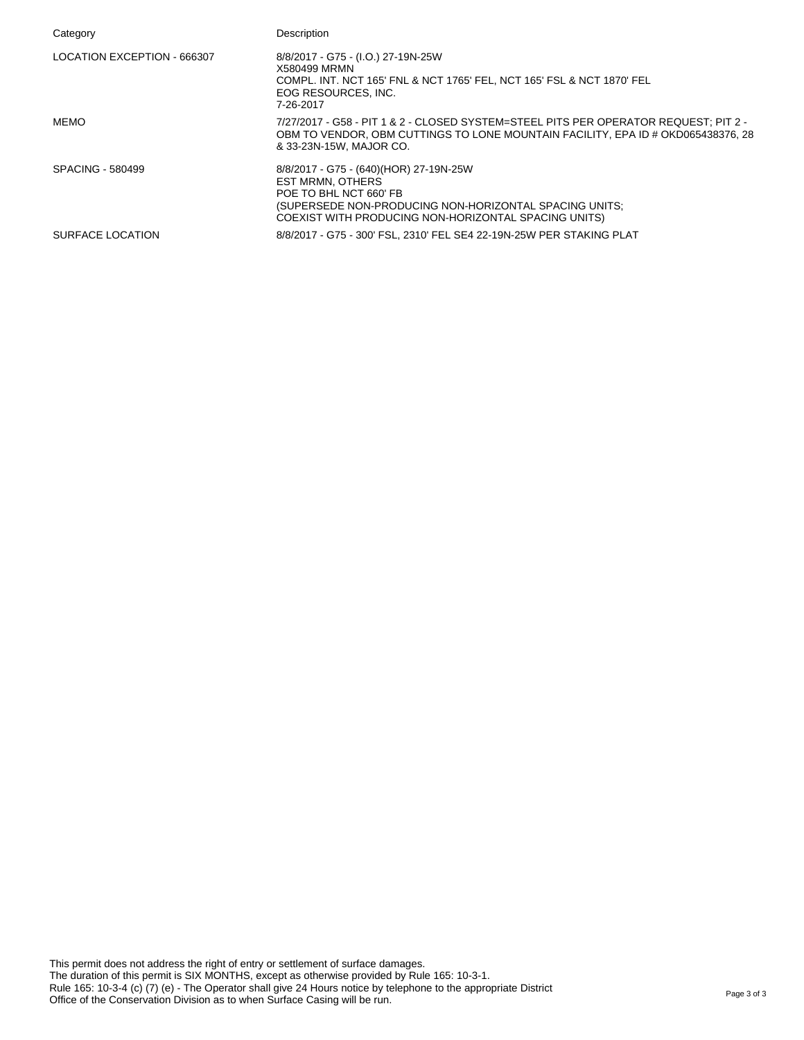| Category | Description |
|---|---|
| LOCATION EXCEPTION - 666307 | 8/8/2017 - G75 - (I.O.) 27-19N-25W<br>X580499 MRMN<br>COMPL. INT. NCT 165' FNL & NCT 1765' FEL, NCT 165' FSL & NCT 1870' FEL<br>EOG RESOURCES, INC.<br>7-26-2017 |
| MEMO | 7/27/2017 - G58 - PIT 1 & 2 - CLOSED SYSTEM=STEEL PITS PER OPERATOR REQUEST; PIT 2 - OBM TO VENDOR, OBM CUTTINGS TO LONE MOUNTAIN FACILITY, EPA ID # OKD065438376, 28 & 33-23N-15W, MAJOR CO. |
| SPACING - 580499 | 8/8/2017 - G75 - (640)(HOR) 27-19N-25W<br>EST MRMN, OTHERS<br>POE TO BHL NCT 660' FB<br>(SUPERSEDE NON-PRODUCING NON-HORIZONTAL SPACING UNITS;<br>COEXIST WITH PRODUCING NON-HORIZONTAL SPACING UNITS) |
| SURFACE LOCATION | 8/8/2017 - G75 - 300' FSL, 2310' FEL SE4 22-19N-25W PER STAKING PLAT |

This permit does not address the right of entry or settlement of surface damages.
The duration of this permit is SIX MONTHS, except as otherwise provided by Rule 165: 10-3-1.
Rule 165: 10-3-4 (c) (7) (e) - The Operator shall give 24 Hours notice by telephone to the appropriate District Office of the Conservation Division as to when Surface Casing will be run.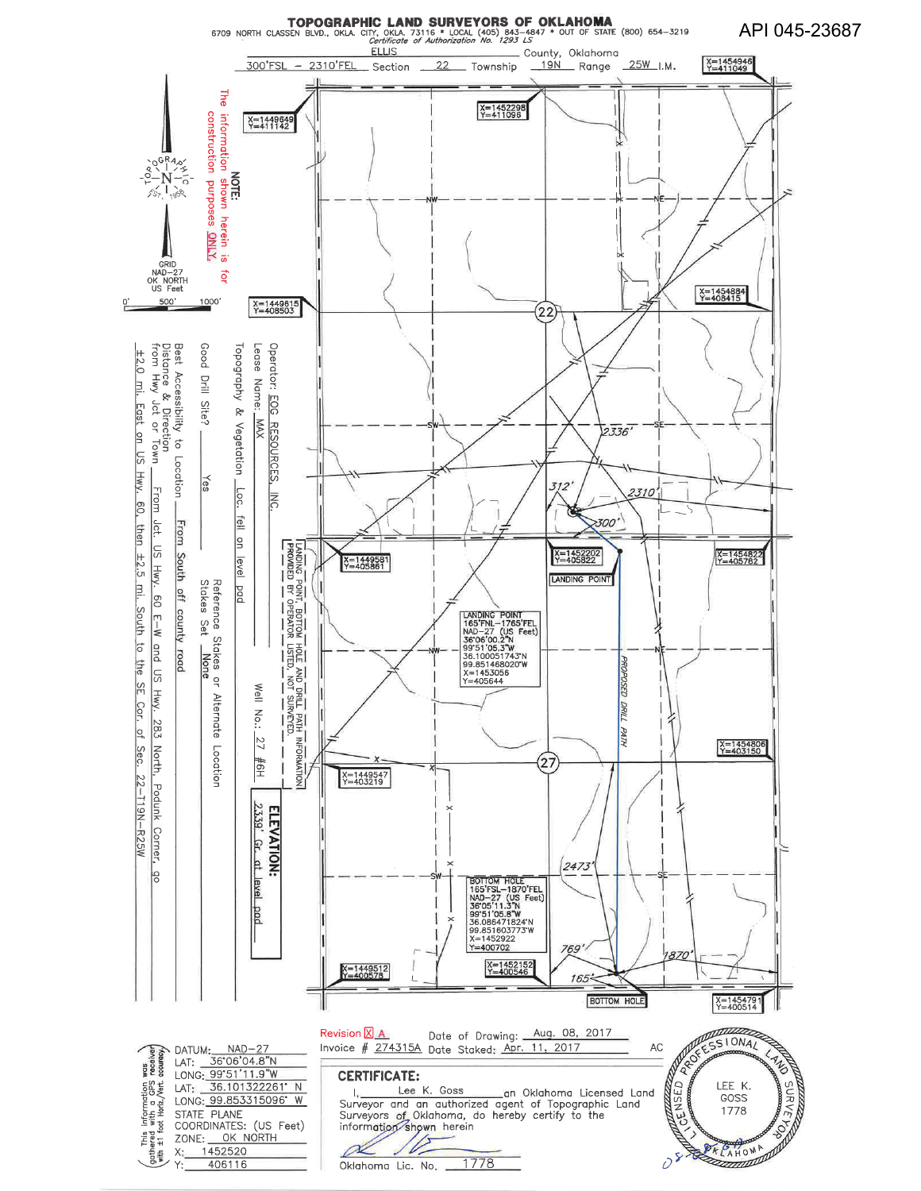API 045-23687

# TOPOGRAPHIC LAND SURVEYORS OF OKLAHOMA

6709 NORTH CLASSEN BLVD., OKLA. CITY, OKLA. 73116 * LOCAL (405) 843-4847 * OUT OF STATE (800) 654-3219
*Certificate of Authorization No. 1293 LS*

ELLIS County, Oklahoma

300'FSL - 2310'FEL Section 22 Township 19N Range 25W I.M.

X=1454946
Y=411049

X=1452298
Y=411096

X=1449649
Y=411142

**NOTE:**
The information shown herein is for construction purposes ONLY.

GRID
NAD-27
OK NORTH
US Feet

0' 500' 1000'

X=1449615
Y=408503

X=1454884
Y=408415

22

NW NE SW SE

2336'
312'
2310'
300'

X=1449581
Y=405861

X=1452202
Y=405822

X=1454822
Y=405782

LANDING POINT

LANDING POINT, BOTTOM HOLE AND DRILL PATH INFORMATION PROVIDED BY OPERATOR LISTED, NOT SURVEYED.

LANDING POINT
165'FNL-1765'FEL
NAD-27 (US Feet)
36°06'00.2"N
99°51'05.3"W
36.100051743°N
99.851468020°W
X=1453056
Y=405644

PROPOSED DRILL PATH

27

X=1449547
Y=403219

X=1454806
Y=403150

2473'

BOTTOM HOLE
165'FSL-1870'FEL
NAD-27 (US Feet)
36°05'11.3"N
99°51'05.8"W
36.086471824°N
99.851603773°W
X=1452922
Y=400702

769'
1870'
165'

X=1449512
Y=400578

X=1452152
Y=400546

BOTTOM HOLE

X=1454791
Y=400514

Operator: EOG RESOURCES, INC.

Lease Name: MAX

Well No.: 27 #6H

Topography & Vegetation: Loc. fell on level pad

**ELEVATION:** 2339' Gr. at level pad

Good Drill Site? Yes

Reference Stakes or Alternate Location Stakes Set: None

Best Accessibility to Location: From South off county road

Distance & Direction from Hwy Jct or Town: From Jct. US Hwy. 60 E-W and US Hwy. 283 North, Podunk Corner, go ±2.0 mi. East on US Hwy. 60, then ±2.5 mi. South to the SE Cor. of Sec. 22-T19N-R25W

This information was gathered with a GPS receiver with ±1 foot Horiz./Vert. accuracy.

DATUM: NAD-27
LAT: 36°06'04.8"N
LONG: 99°51'11.9"W
LAT: 36.101322261° N
LONG: 99.853315096° W
STATE PLANE COORDINATES: (US Feet)
ZONE: OK NORTH
X: 1452520
Y: 406116

Revision X A
Invoice # 274315A
Date of Drawing: Aug. 08, 2017
Date Staked: Apr. 11, 2017
AC

**CERTIFICATE:**

I, Lee K. Goss an Oklahoma Licensed Land Surveyor and an authorized agent of Topographic Land Surveyors of Oklahoma, do hereby certify to the information shown herein

Oklahoma Lic. No. 1778

LICENSED PROFESSIONAL LAND SURVEYOR
LEE K. GOSS
1778
OKLAHOMA